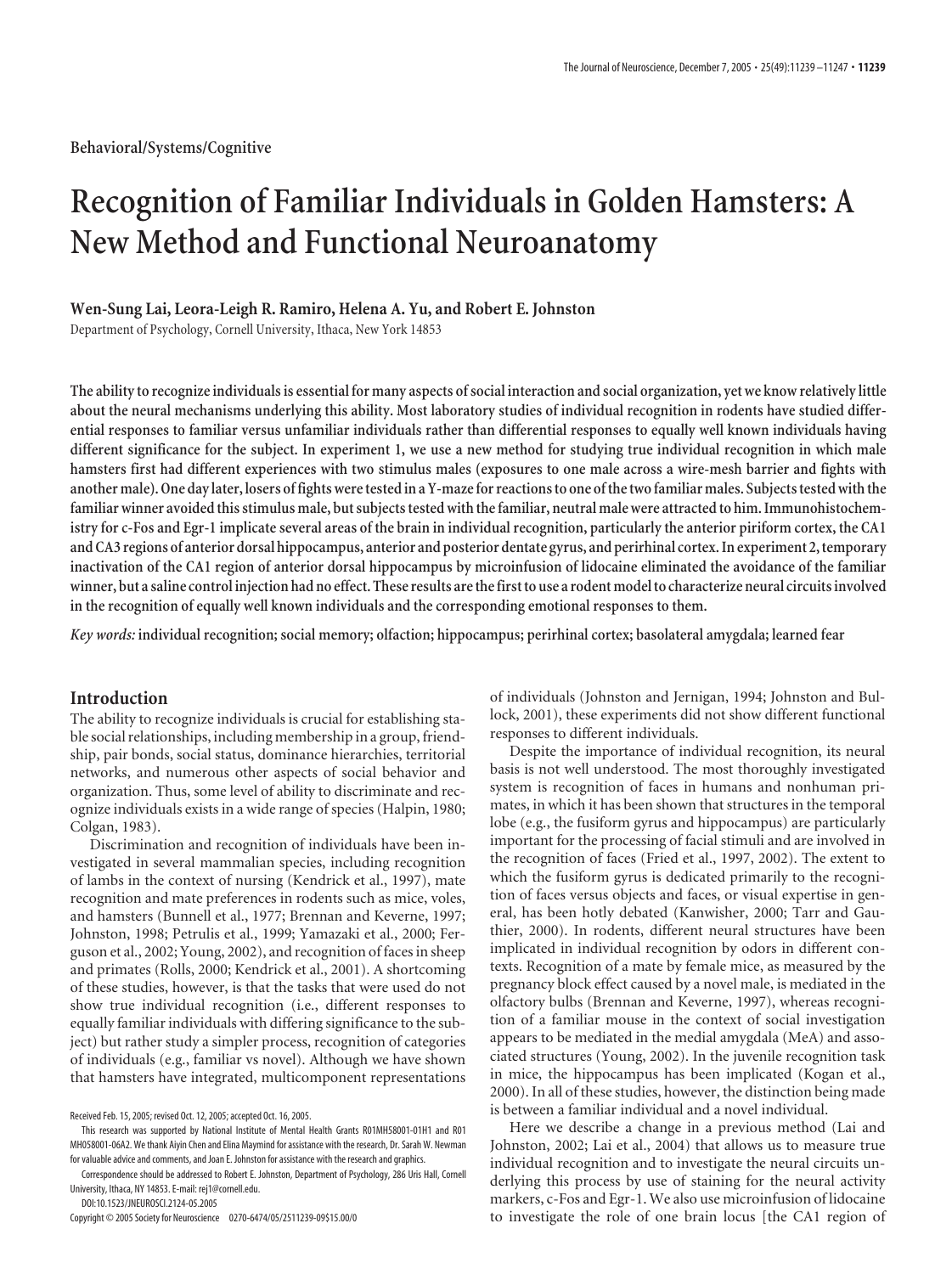Behavioral/Systems/Cognitive

# Recognition of Familiar Individuals in Golden Hamsters: A New Method and Functional Neuroanatomy

**Wen-Sung Lai, Leora-Leigh R. Ramiro, Helena A. Yu, and Robert E. Johnston**

Department of Psychology, Cornell University, Ithaca, New York 14853

**The ability to recognize individuals is essential for many aspects of social interaction and social organization, yet we know relatively little about the neural mechanisms underlying this ability. Most laboratory studies of individual recognition in rodents have studied differential responses to familiar versus unfamiliar individuals rather than differential responses to equally well known individuals having different significance for the subject. In experiment 1, we use a new method for studying true individual recognition in which male hamsters first had different experiences with two stimulus males (exposures to one male across a wire-mesh barrier and fights with another male). One day later, losers of fights were tested in a Y-maze for reactions to one of the two familiar males. Subjects tested with the familiar winner avoided this stimulus male, but subjects tested with the familiar, neutral male were attracted to him. Immunohistochemistry for c-Fos and Egr-1 implicate several areas of the brain in individual recognition, particularly the anterior piriform cortex, the CA1 and CA3 regions of anterior dorsal hippocampus, anterior and posterior dentate gyrus, and perirhinal cortex. In experiment 2, temporary inactivation of the CA1 region of anterior dorsal hippocampus by microinfusion of lidocaine eliminated the avoidance of the familiar winner, but a saline control injection had no effect. These results are the first to use a rodent model to characterize neural circuits involved in the recognition of equally well known individuals and the corresponding emotional responses to them.**

*Key words:* **individual recognition; social memory; olfaction; hippocampus; perirhinal cortex; basolateral amygdala; learned fear**

## Introduction

The ability to recognize individuals is crucial for establishing stable social relationships, including membership in a group, friendship, pair bonds, social status, dominance hierarchies, territorial networks, and numerous other aspects of social behavior and organization. Thus, some level of ability to discriminate and recognize individuals exists in a wide range of species (Halpin, 1980; Colgan, 1983).

Discrimination and recognition of individuals have been investigated in several mammalian species, including recognition of lambs in the context of nursing (Kendrick et al., 1997), mate recognition and mate preferences in rodents such as mice, voles, and hamsters (Bunnell et al., 1977; Brennan and Keverne, 1997; Johnston, 1998; Petrulis et al., 1999; Yamazaki et al., 2000; Ferguson et al., 2002; Young, 2002), and recognition of faces in sheep and primates (Rolls, 2000; Kendrick et al., 2001). A shortcoming of these studies, however, is that the tasks that were used do not show true individual recognition (i.e., different responses to equally familiar individuals with differing significance to the subject) but rather study a simpler process, recognition of categories of individuals (e.g., familiar vs novel). Although we have shown that hamsters have integrated, multicomponent representations of individuals (Johnston and Jernigan, 1994; Johnston and Bullock, 2001), these experiments did not show different functional responses to different individuals.

Despite the importance of individual recognition, its neural basis is not well understood. The most thoroughly investigated system is recognition of faces in humans and nonhuman primates, in which it has been shown that structures in the temporal lobe (e.g., the fusiform gyrus and hippocampus) are particularly important for the processing of facial stimuli and are involved in the recognition of faces (Fried et al., 1997, 2002). The extent to which the fusiform gyrus is dedicated primarily to the recognition of faces versus objects and faces, or visual expertise in general, has been hotly debated (Kanwisher, 2000; Tarr and Gauthier, 2000). In rodents, different neural structures have been implicated in individual recognition by odors in different contexts. Recognition of a mate by female mice, as measured by the pregnancy block effect caused by a novel male, is mediated in the olfactory bulbs (Brennan and Keverne, 1997), whereas recognition of a familiar mouse in the context of social investigation appears to be mediated in the medial amygdala (MeA) and associated structures (Young, 2002). In the juvenile recognition task in mice, the hippocampus has been implicated (Kogan et al., 2000). In all of these studies, however, the distinction being made is between a familiar individual and a novel individual.

Here we describe a change in a previous method (Lai and Johnston, 2002; Lai et al., 2004) that allows us to measure true individual recognition and to investigate the neural circuits underlying this process by use of staining for the neural activity markers, c-Fos and Egr-1. We also use microinfusion of lidocaine to investigate the role of one brain locus [the CA1 region of

Received Feb. 15, 2005; revised Oct. 12, 2005; accepted Oct. 16, 2005.

This research was supported by National Institute of Mental Health Grants R01MH58001-01H1 and R01 MH058001-06A2. We thank Aiyin Chen and Elina Maymind for assistance with the research, Dr. Sarah W. Newman for valuable advice and comments, and Joan E. Johnston for assistance with the research and graphics.

Correspondence should be addressed to Robert E. Johnston, Department of Psychology, 286 Uris Hall, Cornell University, Ithaca, NY 14853. E-mail: rej1@cornell.edu.

DOI:10.1523/JNEUROSCI.2124-05.2005

Copyright © 2005 Society for Neuroscience 0270-6474/05/2511239-09$15.00/0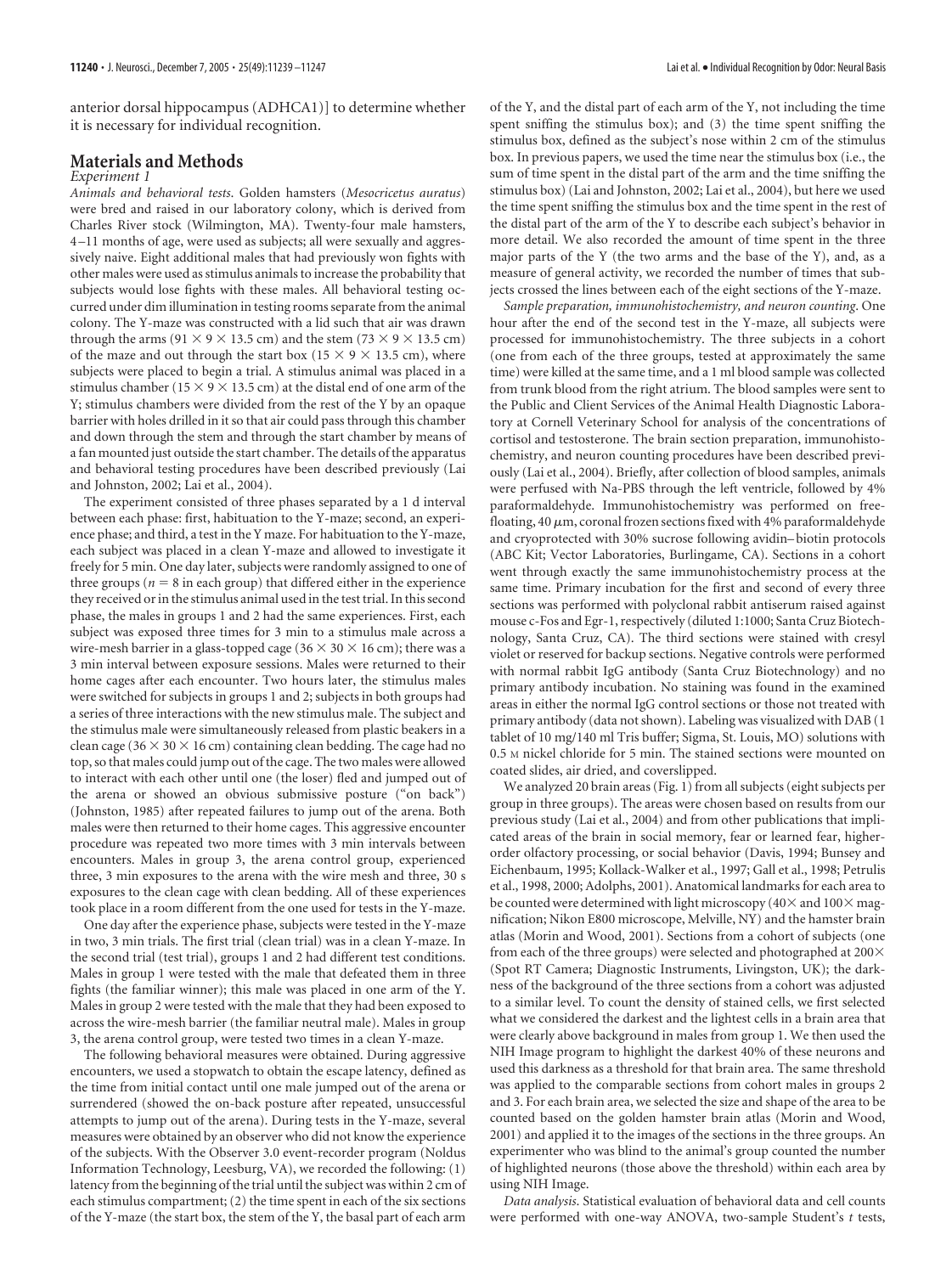anterior dorsal hippocampus (ADHCA1)] to determine whether it is necessary for individual recognition.

## Materials and Methods

### *Experiment 1*

*Animals and behavioral tests.* Golden hamsters (*Mesocricetus auratus*) were bred and raised in our laboratory colony, which is derived from Charles River stock (Wilmington, MA). Twenty-four male hamsters, 4–11 months of age, were used as subjects; all were sexually and aggressively naive. Eight additional males that had previously won fights with other males were used as stimulus animals to increase the probability that subjects would lose fights with these males. All behavioral testing occurred under dim illumination in testing rooms separate from the animal colony. The Y-maze was constructed with a lid such that air was drawn through the arms (91 × 9 × 13.5 cm) and the stem (73 × 9 × 13.5 cm) of the maze and out through the start box (15 × 9 × 13.5 cm), where subjects were placed to begin a trial. A stimulus animal was placed in a stimulus chamber (15 × 9 × 13.5 cm) at the distal end of one arm of the Y; stimulus chambers were divided from the rest of the Y by an opaque barrier with holes drilled in it so that air could pass through this chamber and down through the stem and through the start chamber by means of a fan mounted just outside the start chamber. The details of the apparatus and behavioral testing procedures have been described previously (Lai and Johnston, 2002; Lai et al., 2004).

The experiment consisted of three phases separated by a 1 d interval between each phase: first, habituation to the Y-maze; second, an experience phase; and third, a test in the Y maze. For habituation to the Y-maze, each subject was placed in a clean Y-maze and allowed to investigate it freely for 5 min. One day later, subjects were randomly assigned to one of three groups ($n = 8$ in each group) that differed either in the experience they received or in the stimulus animal used in the test trial. In this second phase, the males in groups 1 and 2 had the same experiences. First, each subject was exposed three times for 3 min to a stimulus male across a wire-mesh barrier in a glass-topped cage (36 × 30 × 16 cm); there was a 3 min interval between exposure sessions. Males were returned to their home cages after each encounter. Two hours later, the stimulus males were switched for subjects in groups 1 and 2; subjects in both groups had a series of three interactions with the new stimulus male. The subject and the stimulus male were simultaneously released from plastic beakers in a clean cage (36 × 30 × 16 cm) containing clean bedding. The cage had no top, so that males could jump out of the cage. The two males were allowed to interact with each other until one (the loser) fled and jumped out of the arena or showed an obvious submissive posture ("on back") (Johnston, 1985) after repeated failures to jump out of the arena. Both males were then returned to their home cages. This aggressive encounter procedure was repeated two more times with 3 min intervals between encounters. Males in group 3, the arena control group, experienced three, 3 min exposures to the arena with the wire mesh and three, 30 s exposures to the clean cage with clean bedding. All of these experiences took place in a room different from the one used for tests in the Y-maze.

One day after the experience phase, subjects were tested in the Y-maze in two, 3 min trials. The first trial (clean trial) was in a clean Y-maze. In the second trial (test trial), groups 1 and 2 had different test conditions. Males in group 1 were tested with the male that defeated them in three fights (the familiar winner); this male was placed in one arm of the Y. Males in group 2 were tested with the male that they had been exposed to across the wire-mesh barrier (the familiar neutral male). Males in group 3, the arena control group, were tested two times in a clean Y-maze.

The following behavioral measures were obtained. During aggressive encounters, we used a stopwatch to obtain the escape latency, defined as the time from initial contact until one male jumped out of the arena or surrendered (showed the on-back posture after repeated, unsuccessful attempts to jump out of the arena). During tests in the Y-maze, several measures were obtained by an observer who did not know the experience of the subjects. With the Observer 3.0 event-recorder program (Noldus Information Technology, Leesburg, VA), we recorded the following: (1) latency from the beginning of the trial until the subject was within 2 cm of each stimulus compartment; (2) the time spent in each of the six sections of the Y-maze (the start box, the stem of the Y, the basal part of each arm of the Y, and the distal part of each arm of the Y, not including the time spent sniffing the stimulus box); and (3) the time spent sniffing the stimulus box, defined as the subject's nose within 2 cm of the stimulus box. In previous papers, we used the time near the stimulus box (i.e., the sum of time spent in the distal part of the arm and the time sniffing the stimulus box) (Lai and Johnston, 2002; Lai et al., 2004), but here we used the time spent sniffing the stimulus box and the time spent in the rest of the distal part of the arm of the Y to describe each subject's behavior in more detail. We also recorded the amount of time spent in the three major parts of the Y (the two arms and the base of the Y), and, as a measure of general activity, we recorded the number of times that subjects crossed the lines between each of the eight sections of the Y-maze.

*Sample preparation, immunohistochemistry, and neuron counting.* One hour after the end of the second test in the Y-maze, all subjects were processed for immunohistochemistry. The three subjects in a cohort (one from each of the three groups, tested at approximately the same time) were killed at the same time, and a 1 ml blood sample was collected from trunk blood from the right atrium. The blood samples were sent to the Public and Client Services of the Animal Health Diagnostic Laboratory at Cornell Veterinary School for analysis of the concentrations of cortisol and testosterone. The brain section preparation, immunohistochemistry, and neuron counting procedures have been described previously (Lai et al., 2004). Briefly, after collection of blood samples, animals were perfused with Na-PBS through the left ventricle, followed by 4% paraformaldehyde. Immunohistochemistry was performed on free-floating, 40 μm, coronal frozen sections fixed with 4% paraformaldehyde and cryoprotected with 30% sucrose following avidin–biotin protocols (ABC Kit; Vector Laboratories, Burlingame, CA). Sections in a cohort went through exactly the same immunohistochemistry process at the same time. Primary incubation for the first and second of every three sections was performed with polyclonal rabbit antiserum raised against mouse c-Fos and Egr-1, respectively (diluted 1:1000; Santa Cruz Biotechnology, Santa Cruz, CA). The third sections were stained with cresyl violet or reserved for backup sections. Negative controls were performed with normal rabbit IgG antibody (Santa Cruz Biotechnology) and no primary antibody incubation. No staining was found in the examined areas in either the normal IgG control sections or those not treated with primary antibody (data not shown). Labeling was visualized with DAB (1 tablet of 10 mg/140 ml Tris buffer; Sigma, St. Louis, MO) solutions with 0.5 M nickel chloride for 5 min. The stained sections were mounted on coated slides, air dried, and coverslipped.

We analyzed 20 brain areas (Fig. 1) from all subjects (eight subjects per group in three groups). The areas were chosen based on results from our previous study (Lai et al., 2004) and from other publications that implicated areas of the brain in social memory, fear or learned fear, higher-order olfactory processing, or social behavior (Davis, 1994; Bunsey and Eichenbaum, 1995; Kollack-Walker et al., 1997; Gall et al., 1998; Petrulis et al., 1998, 2000; Adolphs, 2001). Anatomical landmarks for each area to be counted were determined with light microscopy (40× and 100× magnification; Nikon E800 microscope, Melville, NY) and the hamster brain atlas (Morin and Wood, 2001). Sections from a cohort of subjects (one from each of the three groups) were selected and photographed at 200× (Spot RT Camera; Diagnostic Instruments, Livingston, UK); the darkness of the background of the three sections from a cohort was adjusted to a similar level. To count the density of stained cells, we first selected what we considered the darkest and the lightest cells in a brain area that were clearly above background in males from group 1. We then used the NIH Image program to highlight the darkest 40% of these neurons and used this darkness as a threshold for that brain area. The same threshold was applied to the comparable sections from cohort males in groups 2 and 3. For each brain area, we selected the size and shape of the area to be counted based on the golden hamster brain atlas (Morin and Wood, 2001) and applied it to the images of the sections in the three groups. An experimenter who was blind to the animal's group counted the number of highlighted neurons (those above the threshold) within each area by using NIH Image.

*Data analysis.* Statistical evaluation of behavioral data and cell counts were performed with one-way ANOVA, two-sample Student's *t* tests,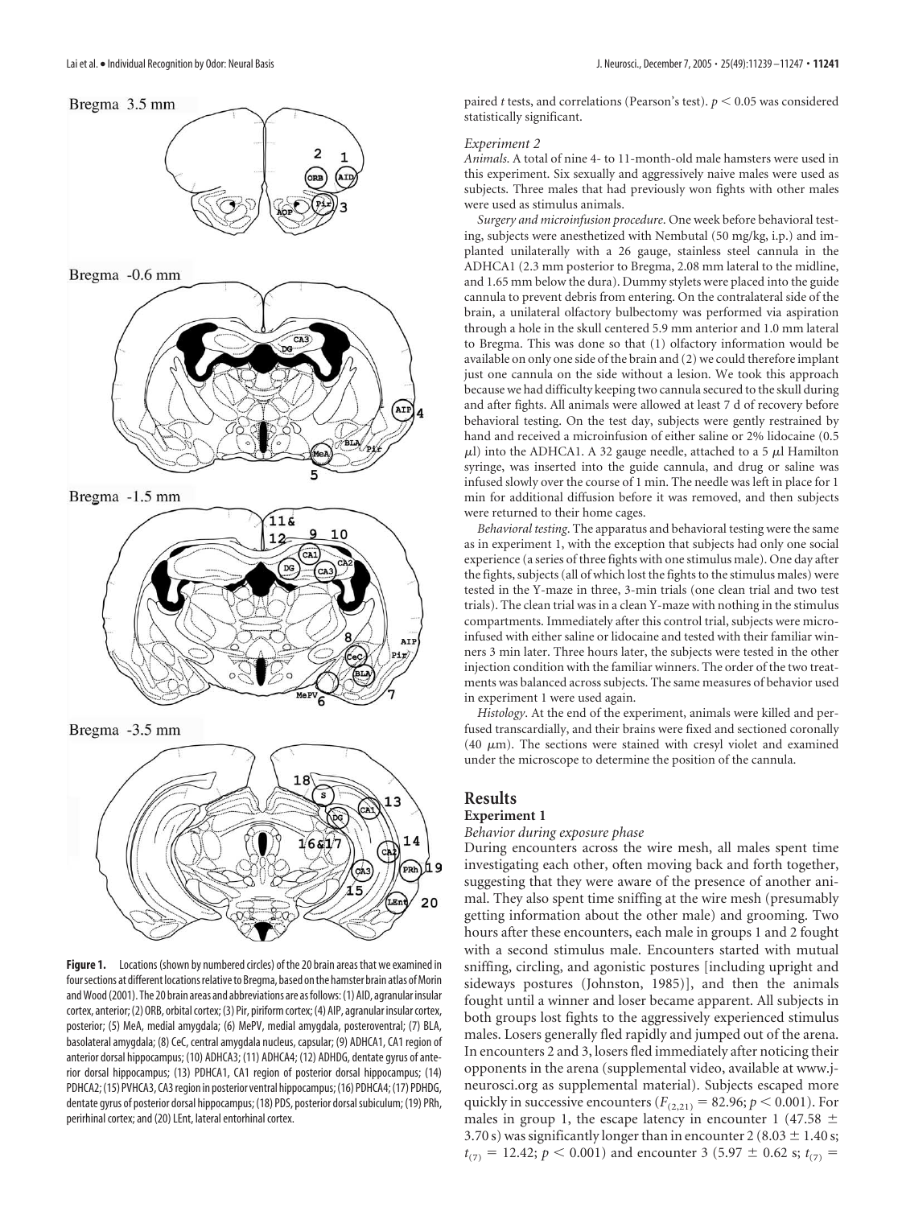**Figure 1.** Locations (shown by numbered circles) of the 20 brain areas that we examined in four sections at different locations relative to Bregma, based on the hamster brain atlas of Morin and Wood (2001). The 20 brain areas and abbreviations are as follows: (1) AID, agranular insular cortex, anterior; (2) ORB, orbital cortex; (3) Pir, piriform cortex; (4) AIP, agranular insular cortex, posterior; (5) MeA, medial amygdala; (6) MePV, medial amygdala, posteroventral; (7) BLA, basolateral amygdala; (8) CeC, central amygdala nucleus, capsular; (9) ADHCA1, CA1 region of anterior dorsal hippocampus; (10) ADHCA3; (11) ADHCA4; (12) ADHDG, dentate gyrus of anterior dorsal hippocampus; (13) PDHCA1, CA1 region of posterior dorsal hippocampus; (14) PDHCA2; (15) PVHCA3, CA3 region in posterior ventral hippocampus; (16) PDHCA4; (17) PDHDG, dentate gyrus of posterior dorsal hippocampus; (18) PDS, posterior dorsal subiculum; (19) PRh, perirhinal cortex; and (20) LEnt, lateral entorhinal cortex.

paired *t* tests, and correlations (Pearson's test). $p < 0.05$ was considered statistically significant.

*Experiment 2*

*Animals.* A total of nine 4- to 11-month-old male hamsters were used in this experiment. Six sexually and aggressively naive males were used as subjects. Three males that had previously won fights with other males were used as stimulus animals.

*Surgery and microinfusion procedure.* One week before behavioral testing, subjects were anesthetized with Nembutal (50 mg/kg, i.p.) and implanted unilaterally with a 26 gauge, stainless steel cannula in the ADHCA1 (2.3 mm posterior to Bregma, 2.08 mm lateral to the midline, and 1.65 mm below the dura). Dummy stylets were placed into the guide cannula to prevent debris from entering. On the contralateral side of the brain, a unilateral olfactory bulbectomy was performed via aspiration through a hole in the skull centered 5.9 mm anterior and 1.0 mm lateral to Bregma. This was done so that (1) olfactory information would be available on only one side of the brain and (2) we could therefore implant just one cannula on the side without a lesion. We took this approach because we had difficulty keeping two cannula secured to the skull during and after fights. All animals were allowed at least 7 d of recovery before behavioral testing. On the test day, subjects were gently restrained by hand and received a microinfusion of either saline or 2% lidocaine (0.5 μl) into the ADHCA1. A 32 gauge needle, attached to a 5 μl Hamilton syringe, was inserted into the guide cannula, and drug or saline was infused slowly over the course of 1 min. The needle was left in place for 1 min for additional diffusion before it was removed, and then subjects were returned to their home cages.

*Behavioral testing.* The apparatus and behavioral testing were the same as in experiment 1, with the exception that subjects had only one social experience (a series of three fights with one stimulus male). One day after the fights, subjects (all of which lost the fights to the stimulus males) were tested in the Y-maze in three, 3-min trials (one clean trial and two test trials). The clean trial was in a clean Y-maze with nothing in the stimulus compartments. Immediately after this control trial, subjects were microinfused with either saline or lidocaine and tested with their familiar winners 3 min later. Three hours later, the subjects were tested in the other injection condition with the familiar winners. The order of the two treatments was balanced across subjects. The same measures of behavior used in experiment 1 were used again.

*Histology.* At the end of the experiment, animals were killed and perfused transcardially, and their brains were fixed and sectioned coronally (40 μm). The sections were stained with cresyl violet and examined under the microscope to determine the position of the cannula.

## Results

### Experiment 1

*Behavior during exposure phase*

During encounters across the wire mesh, all males spent time investigating each other, often moving back and forth together, suggesting that they were aware of the presence of another animal. They also spent time sniffing at the wire mesh (presumably getting information about the other male) and grooming. Two hours after these encounters, each male in groups 1 and 2 fought with a second stimulus male. Encounters started with mutual sniffing, circling, and agonistic postures [including upright and sideways postures (Johnston, 1985)], and then the animals fought until a winner and loser became apparent. All subjects in both groups lost fights to the aggressively experienced stimulus males. Losers generally fled rapidly and jumped out of the arena. In encounters 2 and 3, losers fled immediately after noticing their opponents in the arena (supplemental video, available at www.jneurosci.org as supplemental material). Subjects escaped more quickly in successive encounters ($F_{(2,21)} = 82.96$; $p < 0.001$). For males in group 1, the escape latency in encounter 1 (47.58 ± 3.70 s) was significantly longer than in encounter 2 (8.03 ± 1.40 s; $t_{(7)} = 12.42$; $p < 0.001$) and encounter 3 (5.97 ± 0.62 s; $t_{(7)} =$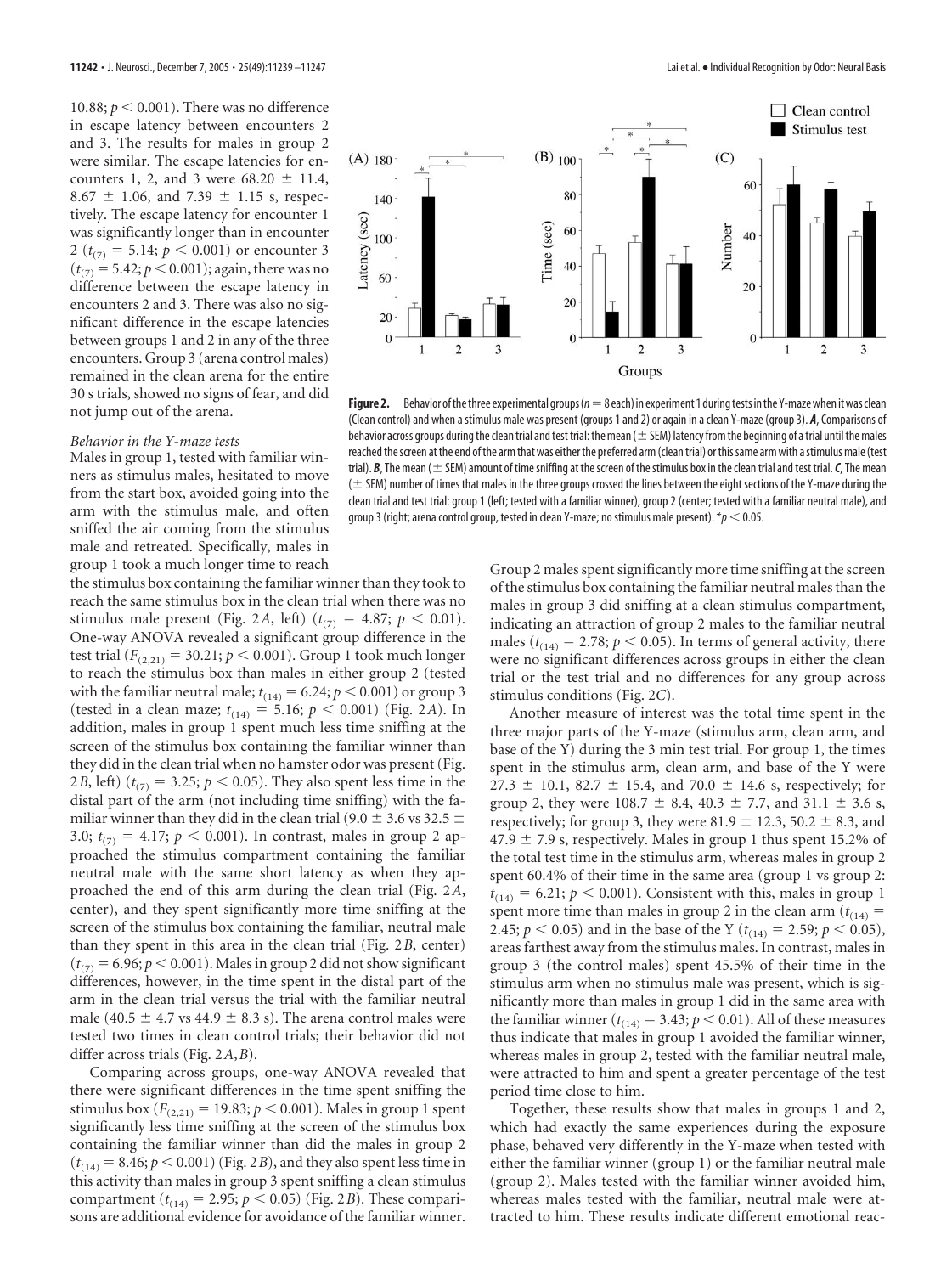10.88; $p < 0.001$). There was no difference in escape latency between encounters 2 and 3. The results for males in group 2 were similar. The escape latencies for encounters 1, 2, and 3 were 68.20 ± 11.4, 8.67 ± 1.06, and 7.39 ± 1.15 s, respectively. The escape latency for encounter 1 was significantly longer than in encounter 2 ($t_{(7)} = 5.14$; $p < 0.001$) or encounter 3 ($t_{(7)} = 5.42$; $p < 0.001$); again, there was no difference between the escape latency in encounters 2 and 3. There was also no significant difference in the escape latencies between groups 1 and 2 in any of the three encounters. Group 3 (arena control males) remained in the clean arena for the entire 30 s trials, showed no signs of fear, and did not jump out of the arena.

*Behavior in the Y-maze tests*

Males in group 1, tested with familiar winners as stimulus males, hesitated to move from the start box, avoided going into the arm with the stimulus male, and often sniffed the air coming from the stimulus male and retreated. Specifically, males in group 1 took a much longer time to reach the stimulus box containing the familiar winner than they took to reach the same stimulus box in the clean trial when there was no stimulus male present (Fig. 2*A*, left) ($t_{(7)} = 4.87$; $p < 0.01$). One-way ANOVA revealed a significant group difference in the test trial ($F_{(2,21)} = 30.21$; $p < 0.001$). Group 1 took much longer to reach the stimulus box than males in either group 2 (tested with the familiar neutral male; $t_{(14)} = 6.24$; $p < 0.001$) or group 3 (tested in a clean maze; $t_{(14)} = 5.16$; $p < 0.001$) (Fig. 2*A*). In addition, males in group 1 spent much less time sniffing at the screen of the stimulus box containing the familiar winner than they did in the clean trial when no hamster odor was present (Fig. 2*B*, left) ($t_{(7)} = 3.25$; $p < 0.05$). They also spent less time in the distal part of the arm (not including time sniffing) with the familiar winner than they did in the clean trial (9.0 ± 3.6 vs 32.5 ± 3.0; $t_{(7)} = 4.17$; $p < 0.001$). In contrast, males in group 2 approached the stimulus compartment containing the familiar neutral male with the same short latency as when they approached the end of this arm during the clean trial (Fig. 2*A*, center), and they spent significantly more time sniffing at the screen of the stimulus box containing the familiar, neutral male than they spent in this area in the clean trial (Fig. 2*B*, center) ($t_{(7)} = 6.96$; $p < 0.001$). Males in group 2 did not show significant differences, however, in the time spent in the distal part of the arm in the clean trial versus the trial with the familiar neutral male (40.5 ± 4.7 vs 44.9 ± 8.3 s). The arena control males were tested two times in clean control trials; their behavior did not differ across trials (Fig. 2*A*,*B*).

Comparing across groups, one-way ANOVA revealed that there were significant differences in the time spent sniffing the stimulus box ($F_{(2,21)} = 19.83$; $p < 0.001$). Males in group 1 spent significantly less time sniffing at the screen of the stimulus box containing the familiar winner than did the males in group 2 ($t_{(14)} = 8.46$; $p < 0.001$) (Fig. 2*B*), and they also spent less time in this activity than males in group 3 spent sniffing a clean stimulus compartment ($t_{(14)} = 2.95$; $p < 0.05$) (Fig. 2*B*). These comparisons are additional evidence for avoidance of the familiar winner. Group 2 males spent significantly more time sniffing at the screen of the stimulus box containing the familiar neutral males than the males in group 3 did sniffing at a clean stimulus compartment, indicating an attraction of group 2 males to the familiar neutral males ($t_{(14)} = 2.78$; $p < 0.05$). In terms of general activity, there were no significant differences across groups in either the clean trial or the test trial and no differences for any group across stimulus conditions (Fig. 2*C*).

Another measure of interest was the total time spent in the three major parts of the Y-maze (stimulus arm, clean arm, and base of the Y) during the 3 min test trial. For group 1, the times spent in the stimulus arm, clean arm, and base of the Y were 27.3 ± 10.1, 82.7 ± 15.4, and 70.0 ± 14.6 s, respectively; for group 2, they were 108.7 ± 8.4, 40.3 ± 7.7, and 31.1 ± 3.6 s, respectively; for group 3, they were 81.9 ± 12.3, 50.2 ± 8.3, and 47.9 ± 7.9 s, respectively. Males in group 1 thus spent 15.2% of the total test time in the stimulus arm, whereas males in group 2 spent 60.4% of their time in the same area (group 1 vs group 2: $t_{(14)} = 6.21$; $p < 0.001$). Consistent with this, males in group 1 spent more time than males in group 2 in the clean arm ($t_{(14)} = 2.45$; $p < 0.05$) and in the base of the Y ($t_{(14)} = 2.59$; $p < 0.05$), areas farthest away from the stimulus males. In contrast, males in group 3 (the control males) spent 45.5% of their time in the stimulus arm when no stimulus male was present, which is significantly more than males in group 1 did in the same area with the familiar winner ($t_{(14)} = 3.43$; $p < 0.01$). All of these measures thus indicate that males in group 1 avoided the familiar winner, whereas males in group 2, tested with the familiar neutral male, were attracted to him and spent a greater percentage of the test period time close to him.

Together, these results show that males in groups 1 and 2, which had exactly the same experiences during the exposure phase, behaved very differently in the Y-maze when tested with either the familiar winner (group 1) or the familiar neutral male (group 2). Males tested with the familiar winner avoided him, whereas males tested with the familiar, neutral male were attracted to him. These results indicate different emotional reac-

**Figure 2.** Behavior of the three experimental groups ($n = 8$ each) in experiment 1 during tests in the Y-maze when it was clean (Clean control) and when a stimulus male was present (groups 1 and 2) or again in a clean Y-maze (group 3). ***A***, Comparisons of behavior across groups during the clean trial and test trial: the mean (± SEM) latency from the beginning of a trial until the males reached the screen at the end of the arm that was either the preferred arm (clean trial) or this same arm with a stimulus male (test trial). ***B***, The mean (± SEM) amount of time sniffing at the screen of the stimulus box in the clean trial and test trial. ***C***, The mean (± SEM) number of times that males in the three groups crossed the lines between the eight sections of the Y-maze during the clean trial and test trial: group 1 (left; tested with a familiar winner), group 2 (center; tested with a familiar neutral male), and group 3 (right; arena control group, tested in clean Y-maze; no stimulus male present). *$p < 0.05$.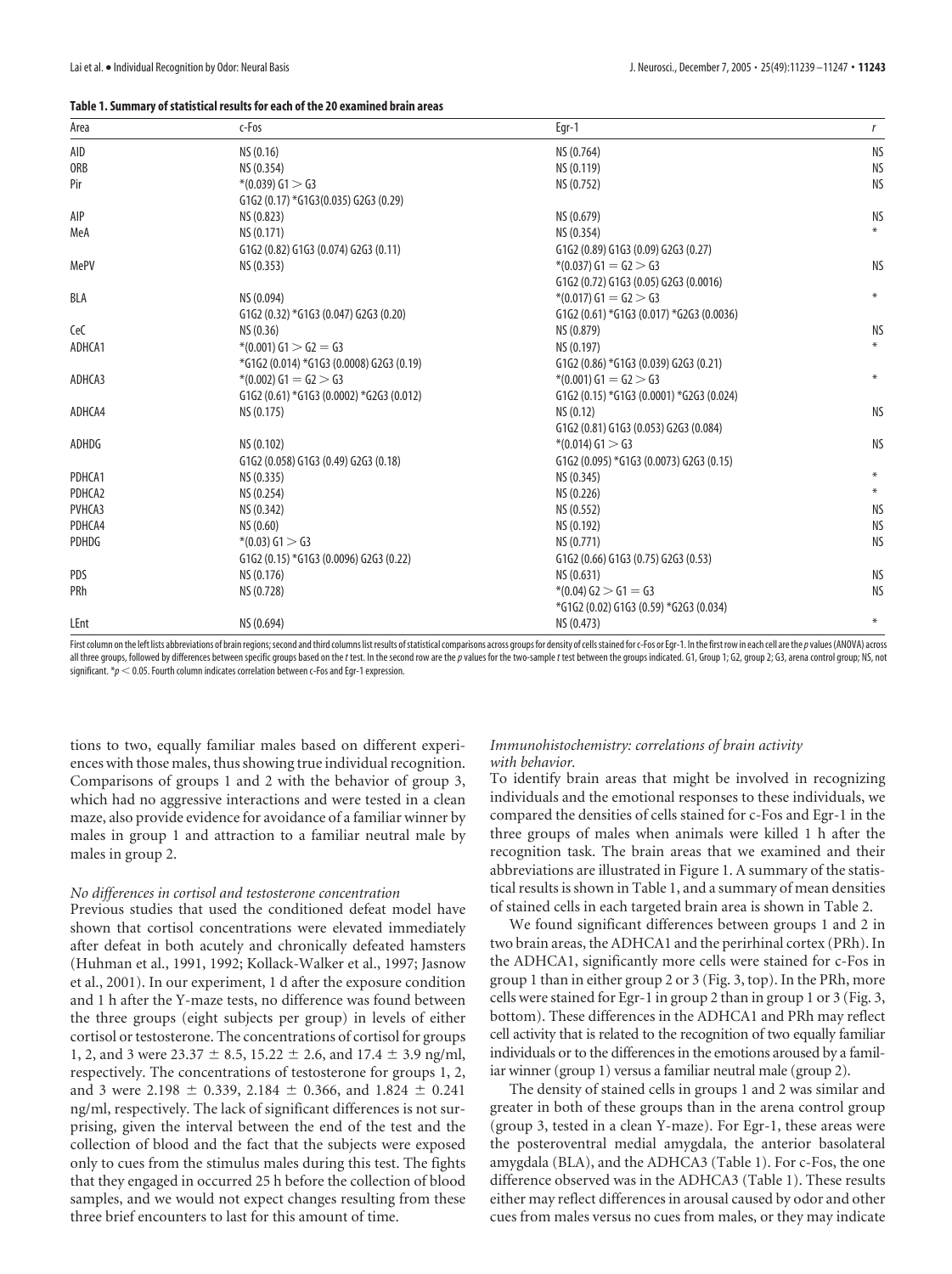**Table 1. Summary of statistical results for each of the 20 examined brain areas**

| Area | c-Fos | Egr-1 | r |
|---|---|---|---|
| AID | NS (0.16) | NS (0.764) | NS |
| ORB | NS (0.354) | NS (0.119) | NS |
| Pir | *(0.039) G1 > G3<br>G1G2 (0.17) *G1G3(0.035) G2G3 (0.29) | NS (0.752) | NS |
| AIP | NS (0.823) | NS (0.679) | NS |
| MeA | NS (0.171)<br>G1G2 (0.82) G1G3 (0.074) G2G3 (0.11) | NS (0.354)<br>G1G2 (0.89) G1G3 (0.09) G2G3 (0.27) | * |
| MePV | NS (0.353) | *(0.037) G1 = G2 > G3<br>G1G2 (0.72) G1G3 (0.05) G2G3 (0.0016) | NS |
| BLA | NS (0.094)<br>G1G2 (0.32) *G1G3 (0.047) G2G3 (0.20) | *(0.017) G1 = G2 > G3<br>G1G2 (0.61) *G1G3 (0.017) *G2G3 (0.0036) | * |
| CeC | NS (0.36) | NS (0.879) | NS |
| ADHCA1 | *(0.001) G1 > G2 = G3<br>*G1G2 (0.014) *G1G3 (0.0008) G2G3 (0.19) | NS (0.197)<br>G1G2 (0.86) *G1G3 (0.039) G2G3 (0.21) | * |
| ADHCA3 | *(0.002) G1 = G2 > G3<br>G1G2 (0.61) *G1G3 (0.0002) *G2G3 (0.012) | *(0.001) G1 = G2 > G3<br>G1G2 (0.15) *G1G3 (0.0001) *G2G3 (0.024) | * |
| ADHCA4 | NS (0.175) | NS (0.12)<br>G1G2 (0.81) G1G3 (0.053) G2G3 (0.084) | NS |
| ADHDG | NS (0.102)<br>G1G2 (0.058) G1G3 (0.49) G2G3 (0.18) | *(0.014) G1 > G3<br>G1G2 (0.095) *G1G3 (0.0073) G2G3 (0.15) | NS |
| PDHCA1 | NS (0.335) | NS (0.345) | * |
| PDHCA2 | NS (0.254) | NS (0.226) | * |
| PVHCA3 | NS (0.342) | NS (0.552) | NS |
| PDHCA4 | NS (0.60) | NS (0.192) | NS |
| PDHDG | *(0.03) G1 > G3<br>G1G2 (0.15) *G1G3 (0.0096) G2G3 (0.22) | NS (0.771)<br>G1G2 (0.66) G1G3 (0.75) G2G3 (0.53) | NS |
| PDS | NS (0.176) | NS (0.631) | NS |
| PRh | NS (0.728) | *(0.04) G2 > G1 = G3<br>*G1G2 (0.02) G1G3 (0.59) *G2G3 (0.034) | NS |
| LEnt | NS (0.694) | NS (0.473) | * |

First column on the left lists abbreviations of brain regions; second and third columns list results of statistical comparisons across groups for density of cells stained for c-Fos or Egr-1. In the first row in each cell are the $p$ values (ANOVA) across all three groups, followed by differences between specific groups based on the $t$ test. In the second row are the $p$ values for the two-sample $t$ test between the groups indicated. G1, Group 1; G2, group 2; G3, arena control group; NS, not significant. *$p < 0.05$. Fourth column indicates correlation between c-Fos and Egr-1 expression.

tions to two, equally familiar males based on different experiences with those males, thus showing true individual recognition. Comparisons of groups 1 and 2 with the behavior of group 3, which had no aggressive interactions and were tested in a clean maze, also provide evidence for avoidance of a familiar winner by males in group 1 and attraction to a familiar neutral male by males in group 2.

*No differences in cortisol and testosterone concentration*

Previous studies that used the conditioned defeat model have shown that cortisol concentrations were elevated immediately after defeat in both acutely and chronically defeated hamsters (Huhman et al., 1991, 1992; Kollack-Walker et al., 1997; Jasnow et al., 2001). In our experiment, 1 d after the exposure condition and 1 h after the Y-maze tests, no difference was found between the three groups (eight subjects per group) in levels of either cortisol or testosterone. The concentrations of cortisol for groups 1, 2, and 3 were 23.37 ± 8.5, 15.22 ± 2.6, and 17.4 ± 3.9 ng/ml, respectively. The concentrations of testosterone for groups 1, 2, and 3 were 2.198 ± 0.339, 2.184 ± 0.366, and 1.824 ± 0.241 ng/ml, respectively. The lack of significant differences is not surprising, given the interval between the end of the test and the collection of blood and the fact that the subjects were exposed only to cues from the stimulus males during this test. The fights that they engaged in occurred 25 h before the collection of blood samples, and we would not expect changes resulting from these three brief encounters to last for this amount of time.

*Immunohistochemistry: correlations of brain activity with behavior.*

To identify brain areas that might be involved in recognizing individuals and the emotional responses to these individuals, we compared the densities of cells stained for c-Fos and Egr-1 in the three groups of males when animals were killed 1 h after the recognition task. The brain areas that we examined and their abbreviations are illustrated in Figure 1. A summary of the statistical results is shown in Table 1, and a summary of mean densities of stained cells in each targeted brain area is shown in Table 2.

We found significant differences between groups 1 and 2 in two brain areas, the ADHCA1 and the perirhinal cortex (PRh). In the ADHCA1, significantly more cells were stained for c-Fos in group 1 than in either group 2 or 3 (Fig. 3, top). In the PRh, more cells were stained for Egr-1 in group 2 than in group 1 or 3 (Fig. 3, bottom). These differences in the ADHCA1 and PRh may reflect cell activity that is related to the recognition of two equally familiar individuals or to the differences in the emotions aroused by a familiar winner (group 1) versus a familiar neutral male (group 2).

The density of stained cells in groups 1 and 2 was similar and greater in both of these groups than in the arena control group (group 3, tested in a clean Y-maze). For Egr-1, these areas were the posteroventral medial amygdala, the anterior basolateral amygdala (BLA), and the ADHCA3 (Table 1). For c-Fos, the one difference observed was in the ADHCA3 (Table 1). These results either may reflect differences in arousal caused by odor and other cues from males versus no cues from males, or they may indicate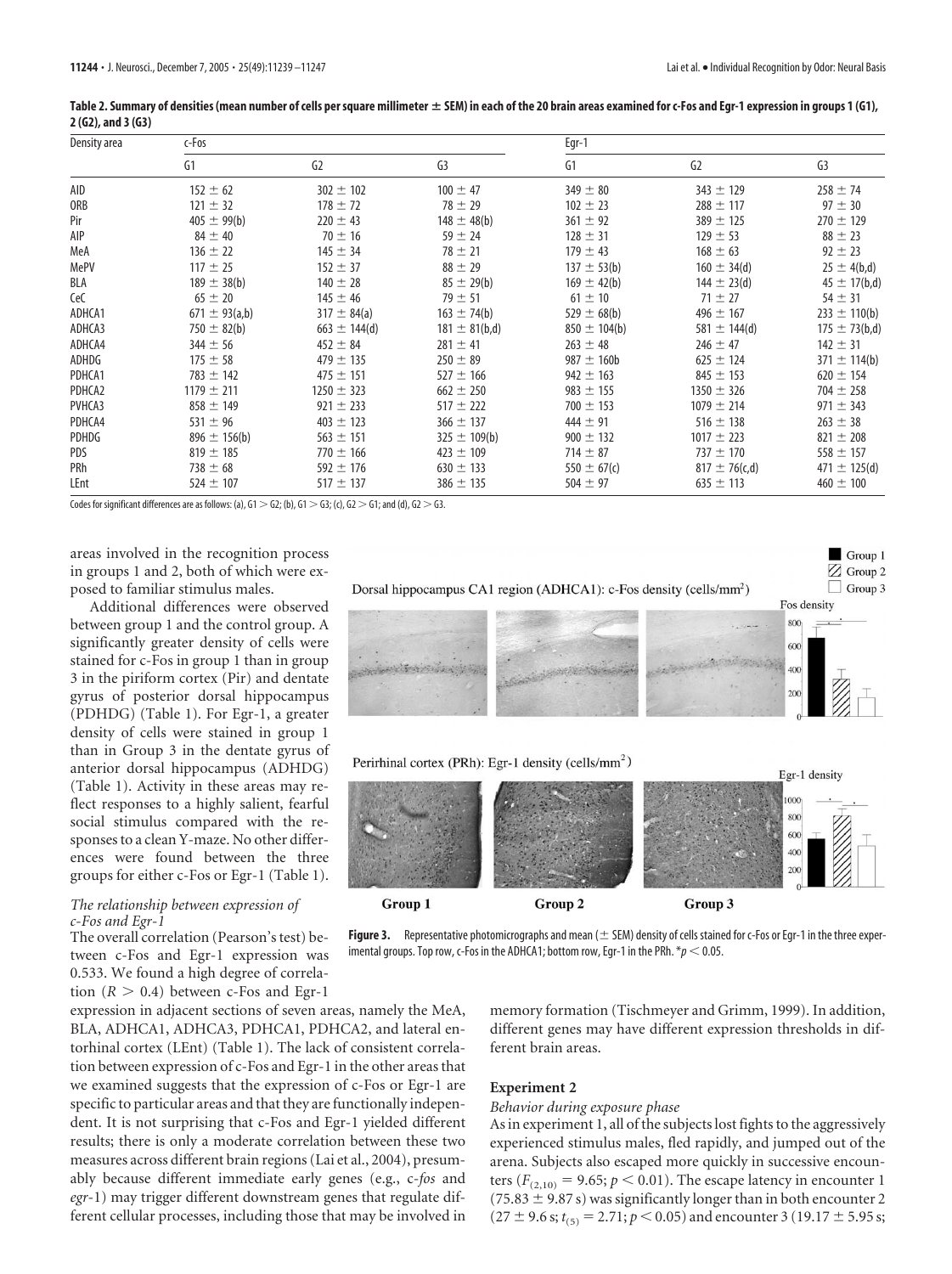**Table 2. Summary of densities (mean number of cells per square millimeter ± SEM) in each of the 20 brain areas examined for c-Fos and Egr-1 expression in groups 1 (G1), 2 (G2), and 3 (G3)**

| Density area | c-Fos | | | Egr-1 | | |
|---|---|---|---|---|---|---|
| | G1 | G2 | G3 | G1 | G2 | G3 |
| AID | 152 ± 62 | 302 ± 102 | 100 ± 47 | 349 ± 80 | 343 ± 129 | 258 ± 74 |
| ORB | 121 ± 32 | 178 ± 72 | 78 ± 29 | 102 ± 23 | 288 ± 117 | 97 ± 30 |
| Pir | 405 ± 99(b) | 220 ± 43 | 148 ± 48(b) | 361 ± 92 | 389 ± 125 | 270 ± 129 |
| AIP | 84 ± 40 | 70 ± 16 | 59 ± 24 | 128 ± 31 | 129 ± 53 | 88 ± 23 |
| MeA | 136 ± 22 | 145 ± 34 | 78 ± 21 | 179 ± 43 | 168 ± 63 | 92 ± 23 |
| MePV | 117 ± 25 | 152 ± 37 | 88 ± 29 | 137 ± 53(b) | 160 ± 34(d) | 25 ± 4(b,d) |
| BLA | 189 ± 38(b) | 140 ± 28 | 85 ± 29(b) | 169 ± 42(b) | 144 ± 23(d) | 45 ± 17(b,d) |
| CeC | 65 ± 20 | 145 ± 46 | 79 ± 51 | 61 ± 10 | 71 ± 27 | 54 ± 31 |
| ADHCA1 | 671 ± 93(a,b) | 317 ± 84(a) | 163 ± 74(b) | 529 ± 68(b) | 496 ± 167 | 233 ± 110(b) |
| ADHCA3 | 750 ± 82(b) | 663 ± 144(d) | 181 ± 81(b,d) | 850 ± 104(b) | 581 ± 144(d) | 175 ± 73(b,d) |
| ADHCA4 | 344 ± 56 | 452 ± 84 | 281 ± 41 | 263 ± 48 | 246 ± 47 | 142 ± 31 |
| ADHDG | 175 ± 58 | 479 ± 135 | 250 ± 89 | 987 ± 160b | 625 ± 124 | 371 ± 114(b) |
| PDHCA1 | 783 ± 142 | 475 ± 151 | 527 ± 166 | 942 ± 163 | 845 ± 153 | 620 ± 154 |
| PDHCA2 | 1179 ± 211 | 1250 ± 323 | 662 ± 250 | 983 ± 155 | 1350 ± 326 | 704 ± 258 |
| PVHCA3 | 858 ± 149 | 921 ± 233 | 517 ± 222 | 700 ± 153 | 1079 ± 214 | 971 ± 343 |
| PDHCA4 | 531 ± 96 | 403 ± 123 | 366 ± 137 | 444 ± 91 | 516 ± 138 | 263 ± 38 |
| PDHDG | 896 ± 156(b) | 563 ± 151 | 325 ± 109(b) | 900 ± 132 | 1017 ± 223 | 821 ± 208 |
| PDS | 819 ± 185 | 770 ± 166 | 423 ± 109 | 714 ± 87 | 737 ± 170 | 558 ± 157 |
| PRh | 738 ± 68 | 592 ± 176 | 630 ± 133 | 550 ± 67(c) | 817 ± 76(c,d) | 471 ± 125(d) |
| LEnt | 524 ± 107 | 517 ± 137 | 386 ± 135 | 504 ± 97 | 635 ± 113 | 460 ± 100 |

Codes for significant differences are as follows: (a), G1 > G2; (b), G1 > G3; (c), G2 > G1; and (d), G2 > G3.

areas involved in the recognition process in groups 1 and 2, both of which were exposed to familiar stimulus males.

Additional differences were observed between group 1 and the control group. A significantly greater density of cells were stained for c-Fos in group 1 than in group 3 in the piriform cortex (Pir) and dentate gyrus of posterior dorsal hippocampus (PDHDG) (Table 1). For Egr-1, a greater density of cells were stained in group 1 than in Group 3 in the dentate gyrus of anterior dorsal hippocampus (ADHDG) (Table 1). Activity in these areas may reflect responses to a highly salient, fearful social stimulus compared with the responses to a clean Y-maze. No other differences were found between the three groups for either c-Fos or Egr-1 (Table 1).

*The relationship between expression of c-Fos and Egr-1*

The overall correlation (Pearson's test) between c-Fos and Egr-1 expression was 0.533. We found a high degree of correlation ($R > 0.4$) between c-Fos and Egr-1 expression in adjacent sections of seven areas, namely the MeA, BLA, ADHCA1, ADHCA3, PDHCA1, PDHCA2, and lateral entorhinal cortex (LEnt) (Table 1). The lack of consistent correlation between expression of c-Fos and Egr-1 in the other areas that we examined suggests that the expression of c-Fos or Egr-1 are specific to particular areas and that they are functionally independent. It is not surprising that c-Fos and Egr-1 yielded different results; there is only a moderate correlation between these two measures across different brain regions (Lai et al., 2004), presumably because different immediate early genes (e.g., *c-fos* and *egr-1*) may trigger different downstream genes that regulate different cellular processes, including those that may be involved in memory formation (Tischmeyer and Grimm, 1999). In addition, different genes may have different expression thresholds in different brain areas.

**Figure 3.** Representative photomicrographs and mean (± SEM) density of cells stained for c-Fos or Egr-1 in the three experimental groups. Top row, c-Fos in the ADHCA1; bottom row, Egr-1 in the PRh. *$p < 0.05$.

### Experiment 2

*Behavior during exposure phase*

As in experiment 1, all of the subjects lost fights to the aggressively experienced stimulus males, fled rapidly, and jumped out of the arena. Subjects also escaped more quickly in successive encounters ($F_{(2,10)} = 9.65$; $p < 0.01$). The escape latency in encounter 1 (75.83 ± 9.87 s) was significantly longer than in both encounter 2 (27 ± 9.6 s; $t_{(5)} = 2.71$; $p < 0.05$) and encounter 3 (19.17 ± 5.95 s;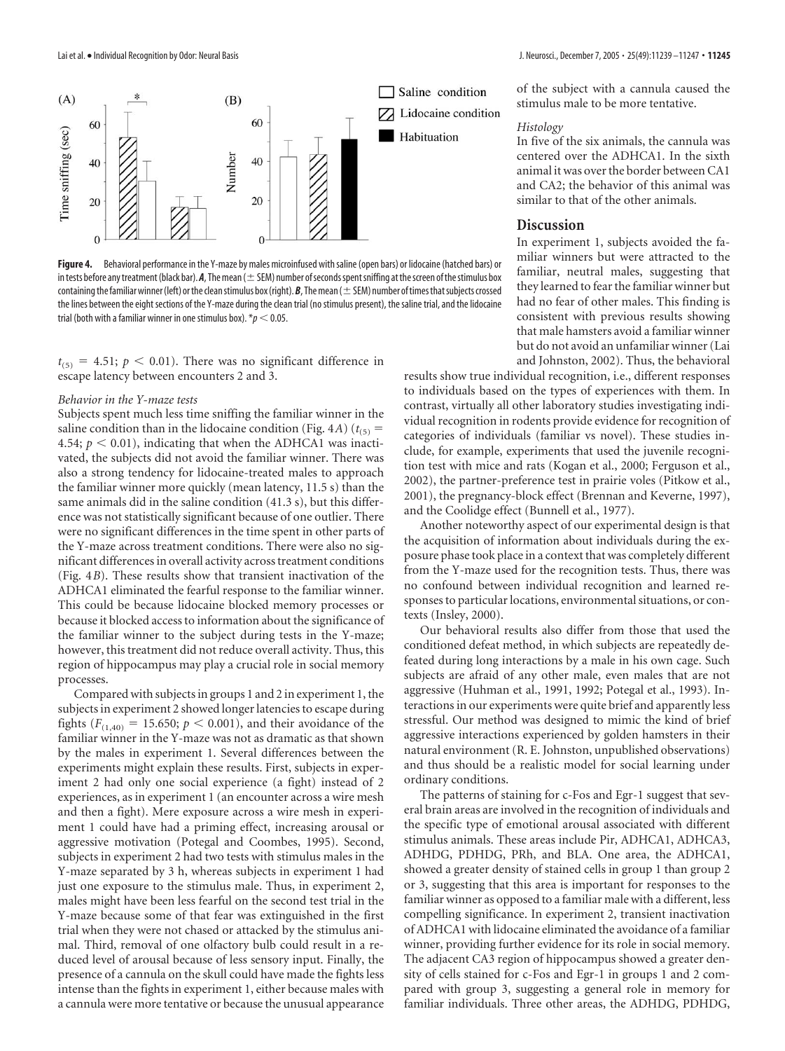**Figure 4.** Behavioral performance in the Y-maze by males microinfused with saline (open bars) or lidocaine (hatched bars) or in tests before any treatment (black bar). ***A***, The mean (± SEM) number of seconds spent sniffing at the screen of the stimulus box containing the familiar winner (left) or the clean stimulus box (right). ***B***, The mean (± SEM) number of times that subjects crossed the lines between the eight sections of the Y-maze during the clean trial (no stimulus present), the saline trial, and the lidocaine trial (both with a familiar winner in one stimulus box). *$p < 0.05$.

$t_{(5)} = 4.51$; $p < 0.01$). There was no significant difference in escape latency between encounters 2 and 3.

*Behavior in the Y-maze tests*

Subjects spent much less time sniffing the familiar winner in the saline condition than in the lidocaine condition (Fig. 4*A*) ($t_{(5)} = 4.54$; $p < 0.01$), indicating that when the ADHCA1 was inactivated, the subjects did not avoid the familiar winner. There was also a strong tendency for lidocaine-treated males to approach the familiar winner more quickly (mean latency, 11.5 s) than the same animals did in the saline condition (41.3 s), but this difference was not statistically significant because of one outlier. There were no significant differences in the time spent in other parts of the Y-maze across treatment conditions. There were also no significant differences in overall activity across treatment conditions (Fig. 4*B*). These results show that transient inactivation of the ADHCA1 eliminated the fearful response to the familiar winner. This could be because lidocaine blocked memory processes or because it blocked access to information about the significance of the familiar winner to the subject during tests in the Y-maze; however, this treatment did not reduce overall activity. Thus, this region of hippocampus may play a crucial role in social memory processes.

Compared with subjects in groups 1 and 2 in experiment 1, the subjects in experiment 2 showed longer latencies to escape during fights ($F_{(1,40)} = 15.650$; $p < 0.001$), and their avoidance of the familiar winner in the Y-maze was not as dramatic as that shown by the males in experiment 1. Several differences between the experiments might explain these results. First, subjects in experiment 2 had only one social experience (a fight) instead of 2 experiences, as in experiment 1 (an encounter across a wire mesh and then a fight). Mere exposure across a wire mesh in experiment 1 could have had a priming effect, increasing arousal or aggressive motivation (Potegal and Coombes, 1995). Second, subjects in experiment 2 had two tests with stimulus males in the Y-maze separated by 3 h, whereas subjects in experiment 1 had just one exposure to the stimulus male. Thus, in experiment 2, males might have been less fearful on the second test trial in the Y-maze because some of that fear was extinguished in the first trial when they were not chased or attacked by the stimulus animal. Third, removal of one olfactory bulb could result in a reduced level of arousal because of less sensory input. Finally, the presence of a cannula on the skull could have made the fights less intense than the fights in experiment 1, either because males with a cannula were more tentative or because the unusual appearance of the subject with a cannula caused the stimulus male to be more tentative.

*Histology*

In five of the six animals, the cannula was centered over the ADHCA1. In the sixth animal it was over the border between CA1 and CA2; the behavior of this animal was similar to that of the other animals.

## Discussion

In experiment 1, subjects avoided the familiar winners but were attracted to the familiar, neutral males, suggesting that they learned to fear the familiar winner but had no fear of other males. This finding is consistent with previous results showing that male hamsters avoid a familiar winner but do not avoid an unfamiliar winner (Lai and Johnston, 2002). Thus, the behavioral results show true individual recognition, i.e., different responses to individuals based on the types of experiences with them. In contrast, virtually all other laboratory studies investigating individual recognition in rodents provide evidence for recognition of categories of individuals (familiar vs novel). These studies include, for example, experiments that used the juvenile recognition test with mice and rats (Kogan et al., 2000; Ferguson et al., 2002), the partner-preference test in prairie voles (Pitkow et al., 2001), the pregnancy-block effect (Brennan and Keverne, 1997), and the Coolidge effect (Bunnell et al., 1977).

Another noteworthy aspect of our experimental design is that the acquisition of information about individuals during the exposure phase took place in a context that was completely different from the Y-maze used for the recognition tests. Thus, there was no confound between individual recognition and learned responses to particular locations, environmental situations, or contexts (Insley, 2000).

Our behavioral results also differ from those that used the conditioned defeat method, in which subjects are repeatedly defeated during long interactions by a male in his own cage. Such subjects are afraid of any other male, even males that are not aggressive (Huhman et al., 1991, 1992; Potegal et al., 1993). Interactions in our experiments were quite brief and apparently less stressful. Our method was designed to mimic the kind of brief aggressive interactions experienced by golden hamsters in their natural environment (R. E. Johnston, unpublished observations) and thus should be a realistic model for social learning under ordinary conditions.

The patterns of staining for c-Fos and Egr-1 suggest that several brain areas are involved in the recognition of individuals and the specific type of emotional arousal associated with different stimulus animals. These areas include Pir, ADHCA1, ADHCA3, ADHDG, PDHDG, PRh, and BLA. One area, the ADHCA1, showed a greater density of stained cells in group 1 than group 2 or 3, suggesting that this area is important for responses to the familiar winner as opposed to a familiar male with a different, less compelling significance. In experiment 2, transient inactivation of ADHCA1 with lidocaine eliminated the avoidance of a familiar winner, providing further evidence for its role in social memory. The adjacent CA3 region of hippocampus showed a greater density of cells stained for c-Fos and Egr-1 in groups 1 and 2 compared with group 3, suggesting a general role in memory for familiar individuals. Three other areas, the ADHDG, PDHDG,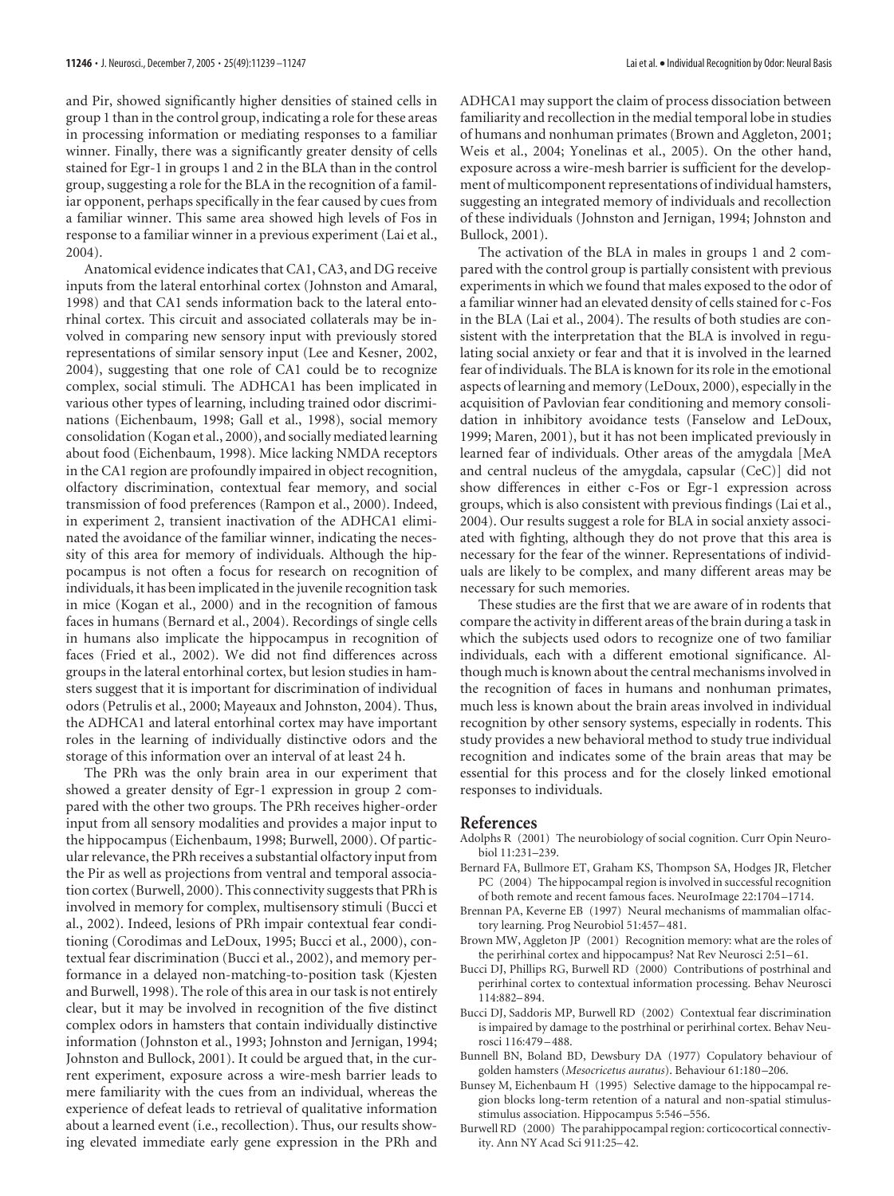and Pir, showed significantly higher densities of stained cells in group 1 than in the control group, indicating a role for these areas in processing information or mediating responses to a familiar winner. Finally, there was a significantly greater density of cells stained for Egr-1 in groups 1 and 2 in the BLA than in the control group, suggesting a role for the BLA in the recognition of a familiar opponent, perhaps specifically in the fear caused by cues from a familiar winner. This same area showed high levels of Fos in response to a familiar winner in a previous experiment (Lai et al., 2004).

Anatomical evidence indicates that CA1, CA3, and DG receive inputs from the lateral entorhinal cortex (Johnston and Amaral, 1998) and that CA1 sends information back to the lateral entorhinal cortex. This circuit and associated collaterals may be involved in comparing new sensory input with previously stored representations of similar sensory input (Lee and Kesner, 2002, 2004), suggesting that one role of CA1 could be to recognize complex, social stimuli. The ADHCA1 has been implicated in various other types of learning, including trained odor discriminations (Eichenbaum, 1998; Gall et al., 1998), social memory consolidation (Kogan et al., 2000), and socially mediated learning about food (Eichenbaum, 1998). Mice lacking NMDA receptors in the CA1 region are profoundly impaired in object recognition, olfactory discrimination, contextual fear memory, and social transmission of food preferences (Rampon et al., 2000). Indeed, in experiment 2, transient inactivation of the ADHCA1 eliminated the avoidance of the familiar winner, indicating the necessity of this area for memory of individuals. Although the hippocampus is not often a focus for research on recognition of individuals, it has been implicated in the juvenile recognition task in mice (Kogan et al., 2000) and in the recognition of famous faces in humans (Bernard et al., 2004). Recordings of single cells in humans also implicate the hippocampus in recognition of faces (Fried et al., 2002). We did not find differences across groups in the lateral entorhinal cortex, but lesion studies in hamsters suggest that it is important for discrimination of individual odors (Petrulis et al., 2000; Mayeaux and Johnston, 2004). Thus, the ADHCA1 and lateral entorhinal cortex may have important roles in the learning of individually distinctive odors and the storage of this information over an interval of at least 24 h.

The PRh was the only brain area in our experiment that showed a greater density of Egr-1 expression in group 2 compared with the other two groups. The PRh receives higher-order input from all sensory modalities and provides a major input to the hippocampus (Eichenbaum, 1998; Burwell, 2000). Of particular relevance, the PRh receives a substantial olfactory input from the Pir as well as projections from ventral and temporal association cortex (Burwell, 2000). This connectivity suggests that PRh is involved in memory for complex, multisensory stimuli (Bucci et al., 2002). Indeed, lesions of PRh impair contextual fear conditioning (Corodimas and LeDoux, 1995; Bucci et al., 2000), contextual fear discrimination (Bucci et al., 2002), and memory performance in a delayed non-matching-to-position task (Kjesten and Burwell, 1998). The role of this area in our task is not entirely clear, but it may be involved in recognition of the five distinct complex odors in hamsters that contain individually distinctive information (Johnston et al., 1993; Johnston and Jernigan, 1994; Johnston and Bullock, 2001). It could be argued that, in the current experiment, exposure across a wire-mesh barrier leads to mere familiarity with the cues from an individual, whereas the experience of defeat leads to retrieval of qualitative information about a learned event (i.e., recollection). Thus, our results showing elevated immediate early gene expression in the PRh and ADHCA1 may support the claim of process dissociation between familiarity and recollection in the medial temporal lobe in studies of humans and nonhuman primates (Brown and Aggleton, 2001; Weis et al., 2004; Yonelinas et al., 2005). On the other hand, exposure across a wire-mesh barrier is sufficient for the development of multicomponent representations of individual hamsters, suggesting an integrated memory of individuals and recollection of these individuals (Johnston and Jernigan, 1994; Johnston and Bullock, 2001).

The activation of the BLA in males in groups 1 and 2 compared with the control group is partially consistent with previous experiments in which we found that males exposed to the odor of a familiar winner had an elevated density of cells stained for c-Fos in the BLA (Lai et al., 2004). The results of both studies are consistent with the interpretation that the BLA is involved in regulating social anxiety or fear and that it is involved in the learned fear of individuals. The BLA is known for its role in the emotional aspects of learning and memory (LeDoux, 2000), especially in the acquisition of Pavlovian fear conditioning and memory consolidation in inhibitory avoidance tests (Fanselow and LeDoux, 1999; Maren, 2001), but it has not been implicated previously in learned fear of individuals. Other areas of the amygdala [MeA and central nucleus of the amygdala, capsular (CeC)] did not show differences in either c-Fos or Egr-1 expression across groups, which is also consistent with previous findings (Lai et al., 2004). Our results suggest a role for BLA in social anxiety associated with fighting, although they do not prove that this area is necessary for the fear of the winner. Representations of individuals are likely to be complex, and many different areas may be necessary for such memories.

These studies are the first that we are aware of in rodents that compare the activity in different areas of the brain during a task in which the subjects used odors to recognize one of two familiar individuals, each with a different emotional significance. Although much is known about the central mechanisms involved in the recognition of faces in humans and nonhuman primates, much less is known about the brain areas involved in individual recognition by other sensory systems, especially in rodents. This study provides a new behavioral method to study true individual recognition and indicates some of the brain areas that may be essential for this process and for the closely linked emotional responses to individuals.

## References

Adolphs R (2001) The neurobiology of social cognition. Curr Opin Neurobiol 11:231–239.

Bernard FA, Bullmore ET, Graham KS, Thompson SA, Hodges JR, Fletcher PC (2004) The hippocampal region is involved in successful recognition of both remote and recent famous faces. NeuroImage 22:1704–1714.

Brennan PA, Keverne EB (1997) Neural mechanisms of mammalian olfactory learning. Prog Neurobiol 51:457–481.

Brown MW, Aggleton JP (2001) Recognition memory: what are the roles of the perirhinal cortex and hippocampus? Nat Rev Neurosci 2:51–61.

Bucci DJ, Phillips RG, Burwell RD (2000) Contributions of postrhinal and perirhinal cortex to contextual information processing. Behav Neurosci 114:882–894.

Bucci DJ, Saddoris MP, Burwell RD (2002) Contextual fear discrimination is impaired by damage to the postrhinal or perirhinal cortex. Behav Neurosci 116:479–488.

Bunnell BN, Boland BD, Dewsbury DA (1977) Copulatory behaviour of golden hamsters (*Mesocricetus auratus*). Behaviour 61:180–206.

Bunsey M, Eichenbaum H (1995) Selective damage to the hippocampal region blocks long-term retention of a natural and non-spatial stimulus-stimulus association. Hippocampus 5:546–556.

Burwell RD (2000) The parahippocampal region: corticocortical connectivity. Ann NY Acad Sci 911:25–42.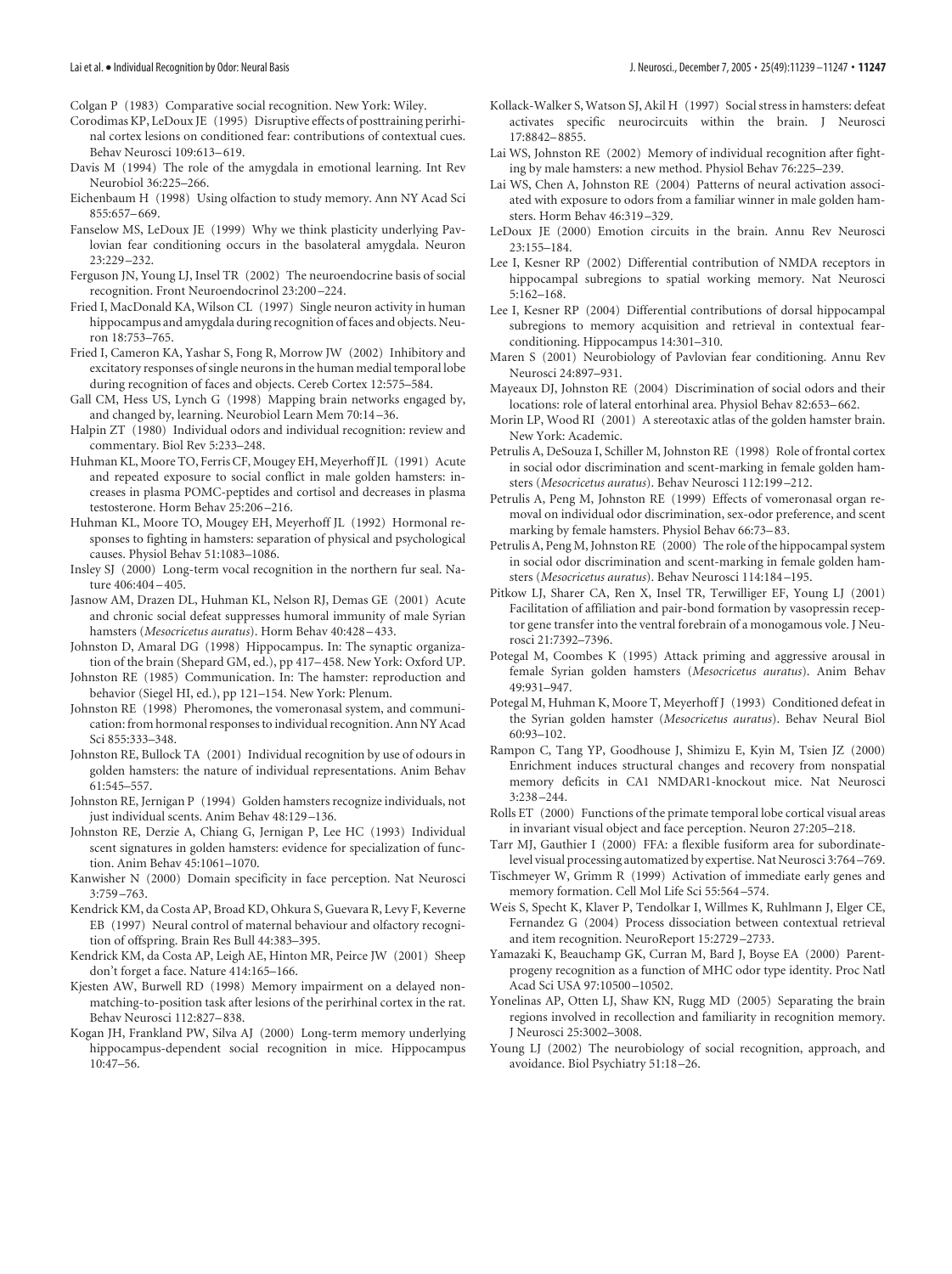Colgan P (1983) Comparative social recognition. New York: Wiley.

Corodimas KP, LeDoux JE (1995) Disruptive effects of posttraining perirhinal cortex lesions on conditioned fear: contributions of contextual cues. Behav Neurosci 109:613–619.

Davis M (1994) The role of the amygdala in emotional learning. Int Rev Neurobiol 36:225–266.

Eichenbaum H (1998) Using olfaction to study memory. Ann NY Acad Sci 855:657–669.

Fanselow MS, LeDoux JE (1999) Why we think plasticity underlying Pavlovian fear conditioning occurs in the basolateral amygdala. Neuron 23:229–232.

Ferguson JN, Young LJ, Insel TR (2002) The neuroendocrine basis of social recognition. Front Neuroendocrinol 23:200–224.

Fried I, MacDonald KA, Wilson CL (1997) Single neuron activity in human hippocampus and amygdala during recognition of faces and objects. Neuron 18:753–765.

Fried I, Cameron KA, Yashar S, Fong R, Morrow JW (2002) Inhibitory and excitatory responses of single neurons in the human medial temporal lobe during recognition of faces and objects. Cereb Cortex 12:575–584.

Gall CM, Hess US, Lynch G (1998) Mapping brain networks engaged by, and changed by, learning. Neurobiol Learn Mem 70:14–36.

Halpin ZT (1980) Individual odors and individual recognition: review and commentary. Biol Rev 5:233–248.

Huhman KL, Moore TO, Ferris CF, Mougey EH, Meyerhoff JL (1991) Acute and repeated exposure to social conflict in male golden hamsters: increases in plasma POMC-peptides and cortisol and decreases in plasma testosterone. Horm Behav 25:206–216.

Huhman KL, Moore TO, Mougey EH, Meyerhoff JL (1992) Hormonal responses to fighting in hamsters: separation of physical and psychological causes. Physiol Behav 51:1083–1086.

Insley SJ (2000) Long-term vocal recognition in the northern fur seal. Nature 406:404–405.

Jasnow AM, Drazen DL, Huhman KL, Nelson RJ, Demas GE (2001) Acute and chronic social defeat suppresses humoral immunity of male Syrian hamsters (*Mesocricetus auratus*). Horm Behav 40:428–433.

Johnston D, Amaral DG (1998) Hippocampus. In: The synaptic organization of the brain (Shepard GM, ed.), pp 417–458. New York: Oxford UP.

Johnston RE (1985) Communication. In: The hamster: reproduction and behavior (Siegel HI, ed.), pp 121–154. New York: Plenum.

Johnston RE (1998) Pheromones, the vomeronasal system, and communication: from hormonal responses to individual recognition. Ann NY Acad Sci 855:333–348.

Johnston RE, Bullock TA (2001) Individual recognition by use of odours in golden hamsters: the nature of individual representations. Anim Behav 61:545–557.

Johnston RE, Jernigan P (1994) Golden hamsters recognize individuals, not just individual scents. Anim Behav 48:129–136.

Johnston RE, Derzie A, Chiang G, Jernigan P, Lee HC (1993) Individual scent signatures in golden hamsters: evidence for specialization of function. Anim Behav 45:1061–1070.

Kanwisher N (2000) Domain specificity in face perception. Nat Neurosci 3:759–763.

Kendrick KM, da Costa AP, Broad KD, Ohkura S, Guevara R, Levy F, Keverne EB (1997) Neural control of maternal behaviour and olfactory recognition of offspring. Brain Res Bull 44:383–395.

Kendrick KM, da Costa AP, Leigh AE, Hinton MR, Peirce JW (2001) Sheep don't forget a face. Nature 414:165–166.

Kjesten AW, Burwell RD (1998) Memory impairment on a delayed nonmatching-to-position task after lesions of the perirhinal cortex in the rat. Behav Neurosci 112:827–838.

Kogan JH, Frankland PW, Silva AJ (2000) Long-term memory underlying hippocampus-dependent social recognition in mice. Hippocampus 10:47–56.

Kollack-Walker S, Watson SJ, Akil H (1997) Social stress in hamsters: defeat activates specific neurocircuits within the brain. J Neurosci 17:8842–8855.

Lai WS, Johnston RE (2002) Memory of individual recognition after fighting by male hamsters: a new method. Physiol Behav 76:225–239.

Lai WS, Chen A, Johnston RE (2004) Patterns of neural activation associated with exposure to odors from a familiar winner in male golden hamsters. Horm Behav 46:319–329.

LeDoux JE (2000) Emotion circuits in the brain. Annu Rev Neurosci 23:155–184.

Lee I, Kesner RP (2002) Differential contribution of NMDA receptors in hippocampal subregions to spatial working memory. Nat Neurosci 5:162–168.

Lee I, Kesner RP (2004) Differential contributions of dorsal hippocampal subregions to memory acquisition and retrieval in contextual fear-conditioning. Hippocampus 14:301–310.

Maren S (2001) Neurobiology of Pavlovian fear conditioning. Annu Rev Neurosci 24:897–931.

Mayeaux DJ, Johnston RE (2004) Discrimination of social odors and their locations: role of lateral entorhinal area. Physiol Behav 82:653–662.

Morin LP, Wood RI (2001) A stereotaxic atlas of the golden hamster brain. New York: Academic.

Petrulis A, DeSouza I, Schiller M, Johnston RE (1998) Role of frontal cortex in social odor discrimination and scent-marking in female golden hamsters (*Mesocricetus auratus*). Behav Neurosci 112:199–212.

Petrulis A, Peng M, Johnston RE (1999) Effects of vomeronasal organ removal on individual odor discrimination, sex-odor preference, and scent marking by female hamsters. Physiol Behav 66:73–83.

Petrulis A, Peng M, Johnston RE (2000) The role of the hippocampal system in social odor discrimination and scent-marking in female golden hamsters (*Mesocricetus auratus*). Behav Neurosci 114:184–195.

Pitkow LJ, Sharer CA, Ren X, Insel TR, Terwilliger EF, Young LJ (2001) Facilitation of affiliation and pair-bond formation by vasopressin receptor gene transfer into the ventral forebrain of a monogamous vole. J Neurosci 21:7392–7396.

Potegal M, Coombes K (1995) Attack priming and aggressive arousal in female Syrian golden hamsters (*Mesocricetus auratus*). Anim Behav 49:931–947.

Potegal M, Huhman K, Moore T, Meyerhoff J (1993) Conditioned defeat in the Syrian golden hamster (*Mesocricetus auratus*). Behav Neural Biol 60:93–102.

Rampon C, Tang YP, Goodhouse J, Shimizu E, Kyin M, Tsien JZ (2000) Enrichment induces structural changes and recovery from nonspatial memory deficits in CA1 NMDAR1-knockout mice. Nat Neurosci 3:238–244.

Rolls ET (2000) Functions of the primate temporal lobe cortical visual areas in invariant visual object and face perception. Neuron 27:205–218.

Tarr MJ, Gauthier I (2000) FFA: a flexible fusiform area for subordinate-level visual processing automatized by expertise. Nat Neurosci 3:764–769.

Tischmeyer W, Grimm R (1999) Activation of immediate early genes and memory formation. Cell Mol Life Sci 55:564–574.

Weis S, Specht K, Klaver P, Tendolkar I, Willmes K, Ruhlmann J, Elger CE, Fernandez G (2004) Process dissociation between contextual retrieval and item recognition. NeuroReport 15:2729–2733.

Yamazaki K, Beauchamp GK, Curran M, Bard J, Boyse EA (2000) Parent-progeny recognition as a function of MHC odor type identity. Proc Natl Acad Sci USA 97:10500–10502.

Yonelinas AP, Otten LJ, Shaw KN, Rugg MD (2005) Separating the brain regions involved in recollection and familiarity in recognition memory. J Neurosci 25:3002–3008.

Young LJ (2002) The neurobiology of social recognition, approach, and avoidance. Biol Psychiatry 51:18–26.